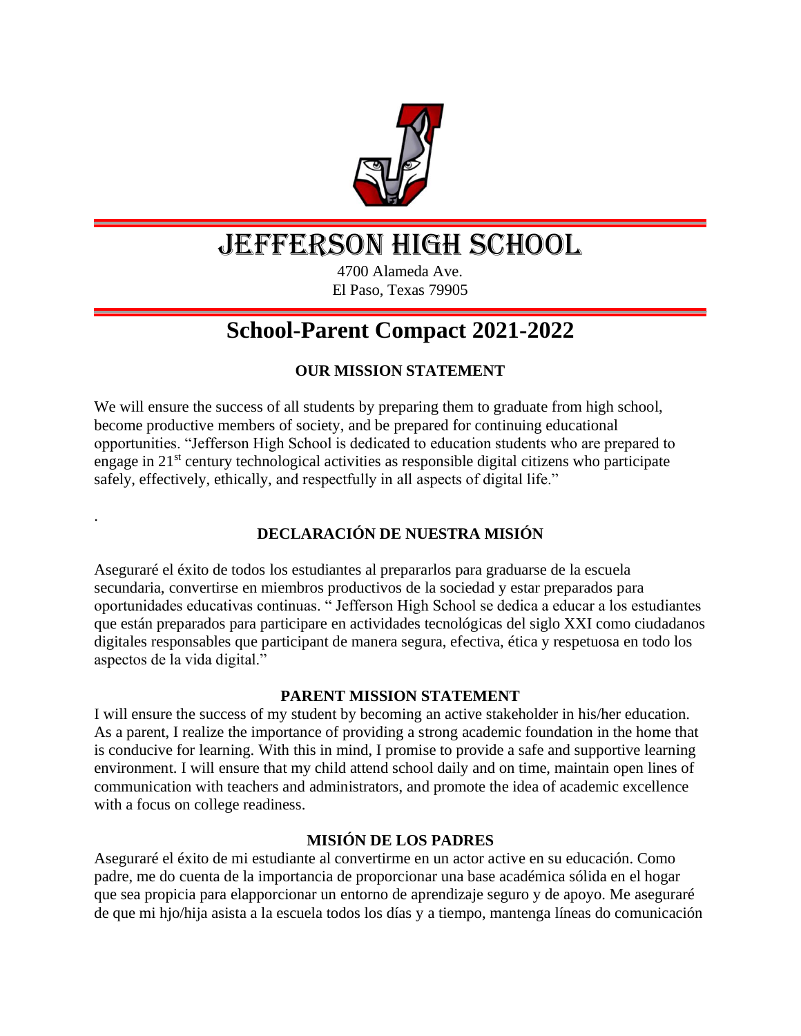# JEFFERSON HIGH SCHOOL

4700 Alameda Ave.
El Paso, Texas 79905

## School-Parent Compact 2021-2022

### OUR MISSION STATEMENT

We will ensure the success of all students by preparing them to graduate from high school, become productive members of society, and be prepared for continuing educational opportunities. "Jefferson High School is dedicated to education students who are prepared to engage in 21st century technological activities as responsible digital citizens who participate safely, effectively, ethically, and respectfully in all aspects of digital life."

.

### DECLARACIÓN DE NUESTRA MISIÓN

Aseguraré el éxito de todos los estudiantes al prepararlos para graduarse de la escuela secundaria, convertirse en miembros productivos de la sociedad y estar preparados para oportunidades educativas continuas. " Jefferson High School se dedica a educar a los estudiantes que están preparados para participare en actividades tecnológicas del siglo XXI como ciudadanos digitales responsables que participant de manera segura, efectiva, ética y respetuosa en todo los aspectos de la vida digital."

### PARENT MISSION STATEMENT

I will ensure the success of my student by becoming an active stakeholder in his/her education. As a parent, I realize the importance of providing a strong academic foundation in the home that is conducive for learning. With this in mind, I promise to provide a safe and supportive learning environment. I will ensure that my child attend school daily and on time, maintain open lines of communication with teachers and administrators, and promote the idea of academic excellence with a focus on college readiness.

### MISIÓN DE LOS PADRES

Aseguraré el éxito de mi estudiante al convertirme en un actor active en su educación. Como padre, me do cuenta de la importancia de proporcionar una base académica sólida en el hogar que sea propicia para elapporcionar un entorno de aprendizaje seguro y de apoyo. Me aseguraré de que mi hjo/hija asista a la escuela todos los días y a tiempo, mantenga líneas do comunicación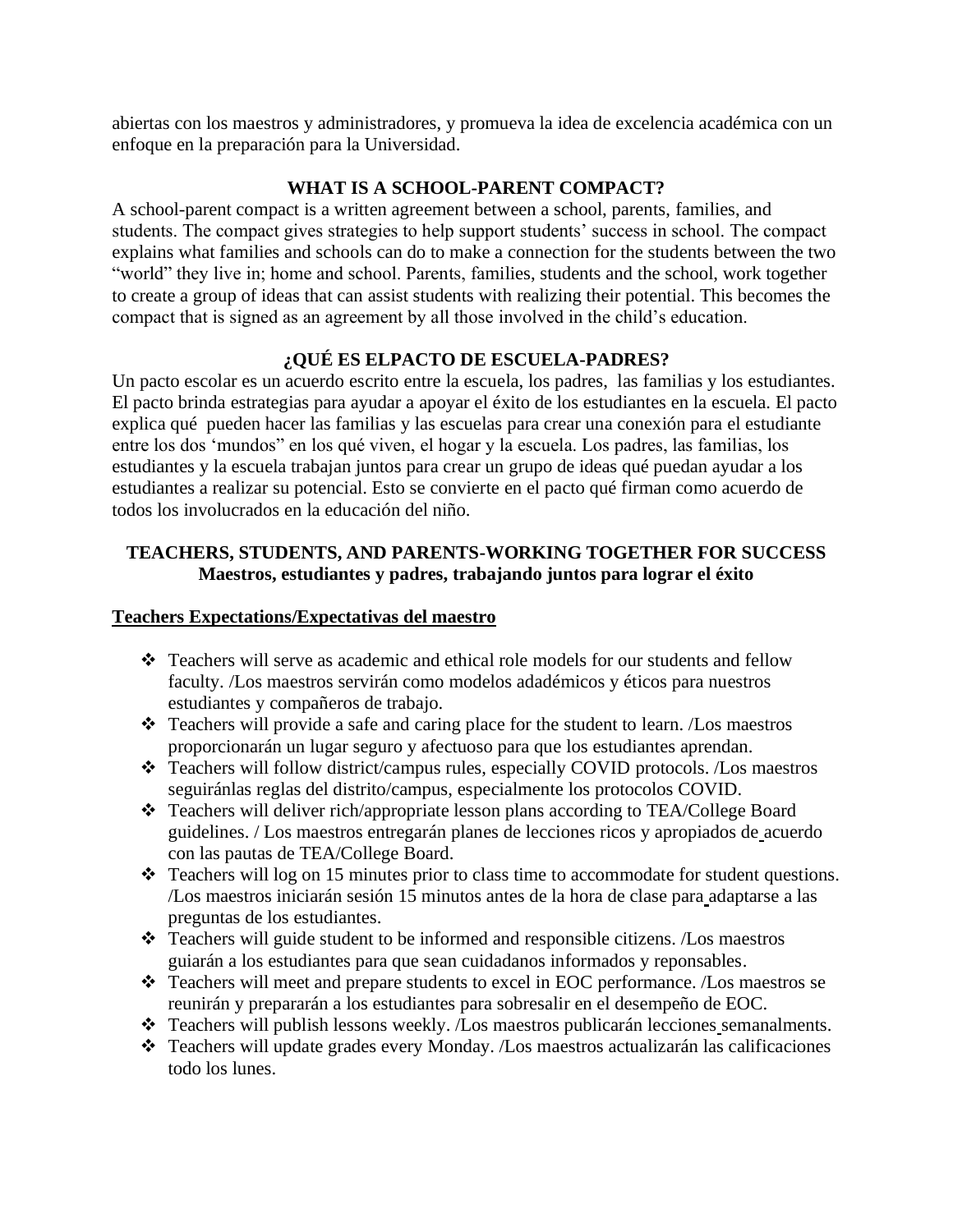abiertas con los maestros y administradores, y promueva la idea de excelencia académica con un enfoque en la preparación para la Universidad.

## WHAT IS A SCHOOL-PARENT COMPACT?

A school-parent compact is a written agreement between a school, parents, families, and students. The compact gives strategies to help support students' success in school. The compact explains what families and schools can do to make a connection for the students between the two "world" they live in; home and school. Parents, families, students and the school, work together to create a group of ideas that can assist students with realizing their potential. This becomes the compact that is signed as an agreement by all those involved in the child's education.

## ¿QUÉ ES ELPACTO DE ESCUELA-PADRES?

Un pacto escolar es un acuerdo escrito entre la escuela, los padres, las familias y los estudiantes. El pacto brinda estrategias para ayudar a apoyar el éxito de los estudiantes en la escuela. El pacto explica qué pueden hacer las familias y las escuelas para crear una conexión para el estudiante entre los dos 'mundos" en los qué viven, el hogar y la escuela. Los padres, las familias, los estudiantes y la escuela trabajan juntos para crear un grupo de ideas qué puedan ayudar a los estudiantes a realizar su potencial. Esto se convierte en el pacto qué firman como acuerdo de todos los involucrados en la educación del niño.

## TEACHERS, STUDENTS, AND PARENTS-WORKING TOGETHER FOR SUCCESS
## Maestros, estudiantes y padres, trabajando juntos para lograr el éxito

**Teachers Expectations/Expectativas del maestro**

- Teachers will serve as academic and ethical role models for our students and fellow faculty. /Los maestros servirán como modelos adadémicos y éticos para nuestros estudiantes y compañeros de trabajo.
- Teachers will provide a safe and caring place for the student to learn. /Los maestros proporcionarán un lugar seguro y afectuoso para que los estudiantes aprendan.
- Teachers will follow district/campus rules, especially COVID protocols. /Los maestros seguiránlas reglas del distrito/campus, especialmente los protocolos COVID.
- Teachers will deliver rich/appropriate lesson plans according to TEA/College Board guidelines. / Los maestros entregarán planes de lecciones ricos y apropiados de acuerdo con las pautas de TEA/College Board.
- Teachers will log on 15 minutes prior to class time to accommodate for student questions. /Los maestros iniciarán sesión 15 minutos antes de la hora de clase para adaptarse a las preguntas de los estudiantes.
- Teachers will guide student to be informed and responsible citizens. /Los maestros guiarán a los estudiantes para que sean cuidadanos informados y reponsables.
- Teachers will meet and prepare students to excel in EOC performance. /Los maestros se reunirán y prepararán a los estudiantes para sobresalir en el desempeño de EOC.
- Teachers will publish lessons weekly. /Los maestros publicarán lecciones semanalments.
- Teachers will update grades every Monday. /Los maestros actualizarán las calificaciones todo los lunes.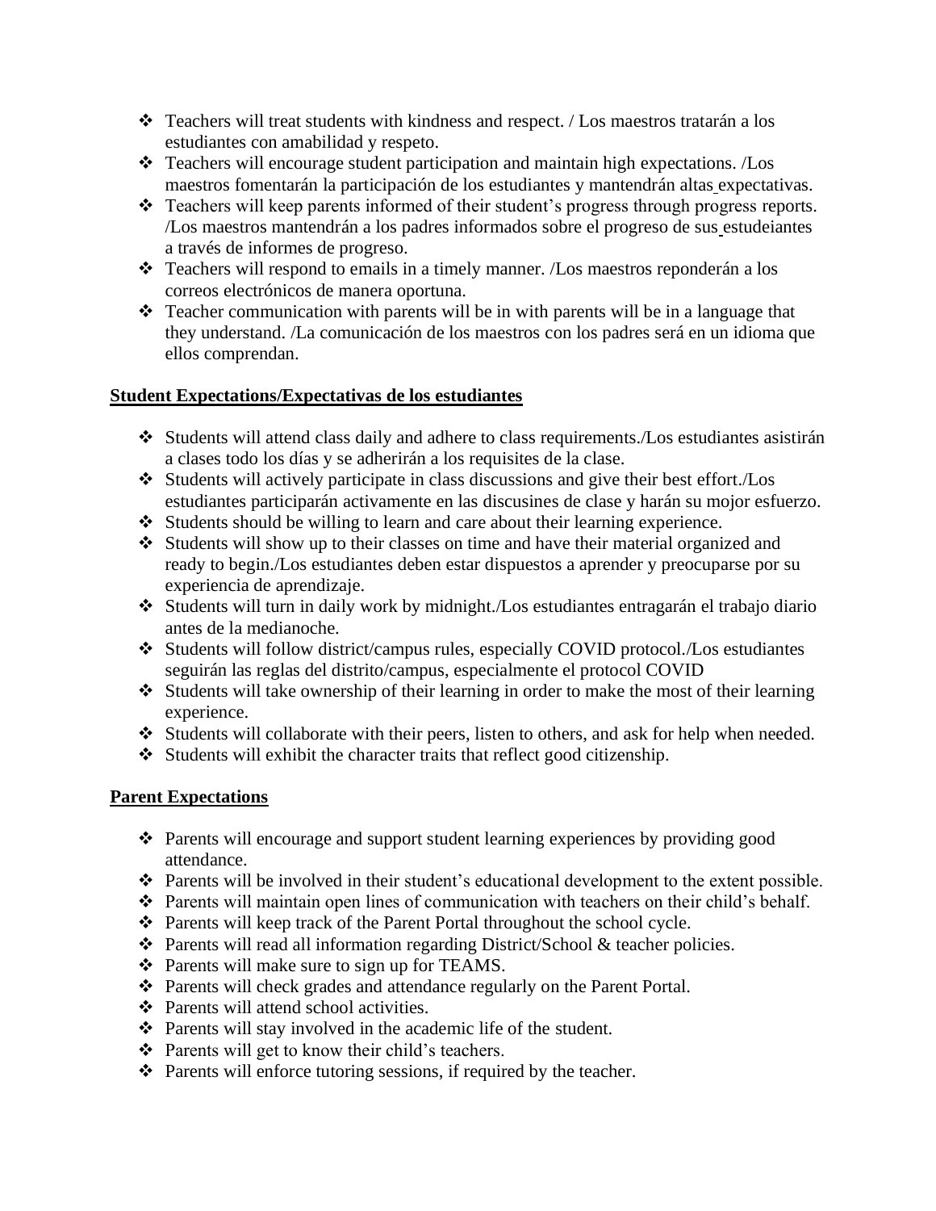- Teachers will treat students with kindness and respect. / Los maestros tratarán a los estudiantes con amabilidad y respeto.
- Teachers will encourage student participation and maintain high expectations. /Los maestros fomentarán la participación de los estudiantes y mantendrán altas expectativas.
- Teachers will keep parents informed of their student's progress through progress reports. /Los maestros mantendrán a los padres informados sobre el progreso de sus estudeiantes a través de informes de progreso.
- Teachers will respond to emails in a timely manner. /Los maestros reponderán a los correos electrónicos de manera oportuna.
- Teacher communication with parents will be in with parents will be in a language that they understand. /La comunicación de los maestros con los padres será en un idioma que ellos comprendan.

## Student Expectations/Expectativas de los estudiantes

- Students will attend class daily and adhere to class requirements./Los estudiantes asistirán a clases todo los días y se adherirán a los requisites de la clase.
- Students will actively participate in class discussions and give their best effort./Los estudiantes participarán activamente en las discusines de clase y harán su mojor esfuerzo.
- Students should be willing to learn and care about their learning experience.
- Students will show up to their classes on time and have their material organized and ready to begin./Los estudiantes deben estar dispuestos a aprender y preocuparse por su experiencia de aprendizaje.
- Students will turn in daily work by midnight./Los estudiantes entragarán el trabajo diario antes de la medianoche.
- Students will follow district/campus rules, especially COVID protocol./Los estudiantes seguirán las reglas del distrito/campus, especialmente el protocol COVID
- Students will take ownership of their learning in order to make the most of their learning experience.
- Students will collaborate with their peers, listen to others, and ask for help when needed.
- Students will exhibit the character traits that reflect good citizenship.

## Parent Expectations

- Parents will encourage and support student learning experiences by providing good attendance.
- Parents will be involved in their student's educational development to the extent possible.
- Parents will maintain open lines of communication with teachers on their child's behalf.
- Parents will keep track of the Parent Portal throughout the school cycle.
- Parents will read all information regarding District/School & teacher policies.
- Parents will make sure to sign up for TEAMS.
- Parents will check grades and attendance regularly on the Parent Portal.
- Parents will attend school activities.
- Parents will stay involved in the academic life of the student.
- Parents will get to know their child's teachers.
- Parents will enforce tutoring sessions, if required by the teacher.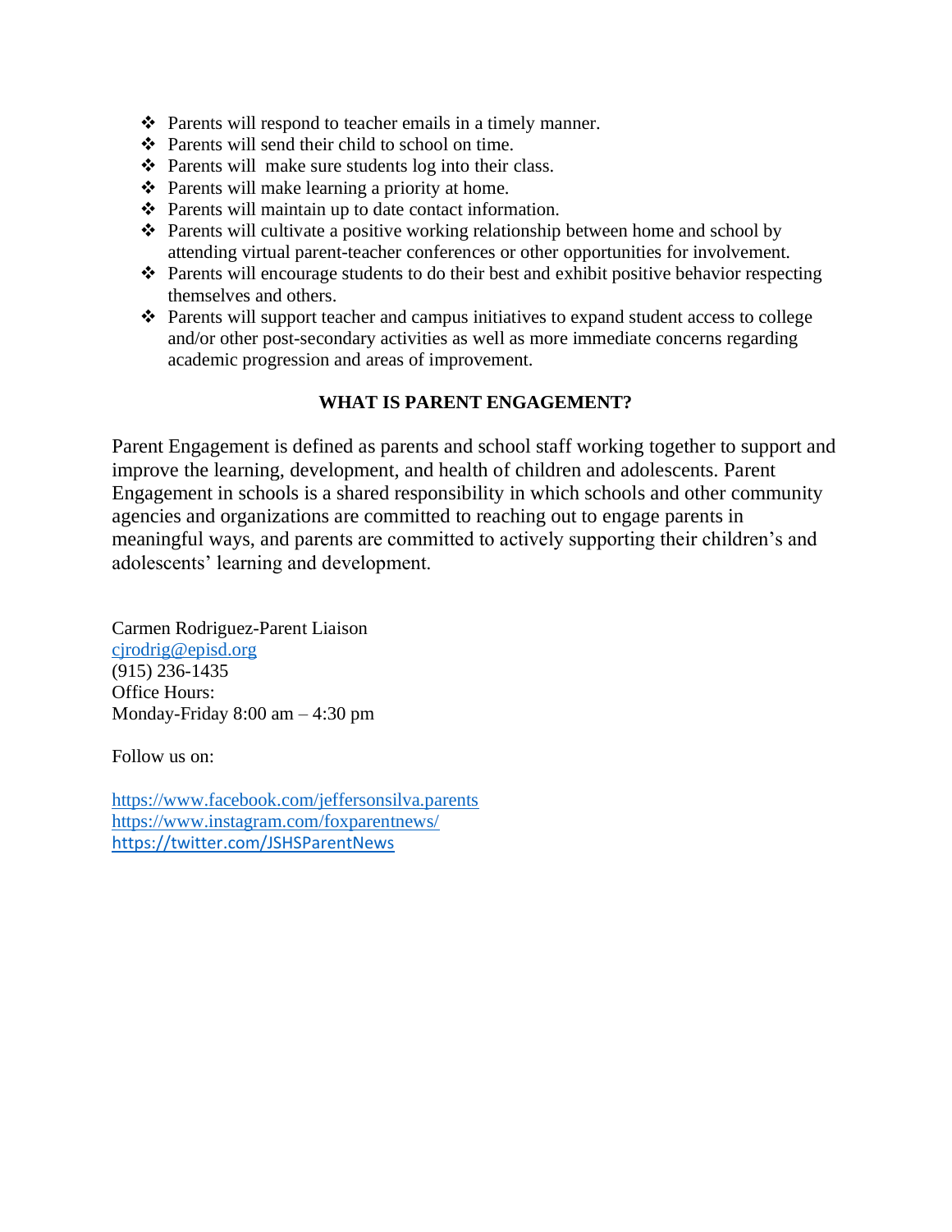- Parents will respond to teacher emails in a timely manner.
- Parents will send their child to school on time.
- Parents will  make sure students log into their class.
- Parents will make learning a priority at home.
- Parents will maintain up to date contact information.
- Parents will cultivate a positive working relationship between home and school by attending virtual parent-teacher conferences or other opportunities for involvement.
- Parents will encourage students to do their best and exhibit positive behavior respecting themselves and others.
- Parents will support teacher and campus initiatives to expand student access to college and/or other post-secondary activities as well as more immediate concerns regarding academic progression and areas of improvement.

## WHAT IS PARENT ENGAGEMENT?

Parent Engagement is defined as parents and school staff working together to support and improve the learning, development, and health of children and adolescents. Parent Engagement in schools is a shared responsibility in which schools and other community agencies and organizations are committed to reaching out to engage parents in meaningful ways, and parents are committed to actively supporting their children's and adolescents' learning and development.

Carmen Rodriguez-Parent Liaison
cjrodrig@episd.org
(915) 236-1435
Office Hours:
Monday-Friday 8:00 am – 4:30 pm

Follow us on:

https://www.facebook.com/jeffersonsilva.parents
https://www.instagram.com/foxparentnews/
https://twitter.com/JSHSParentNews